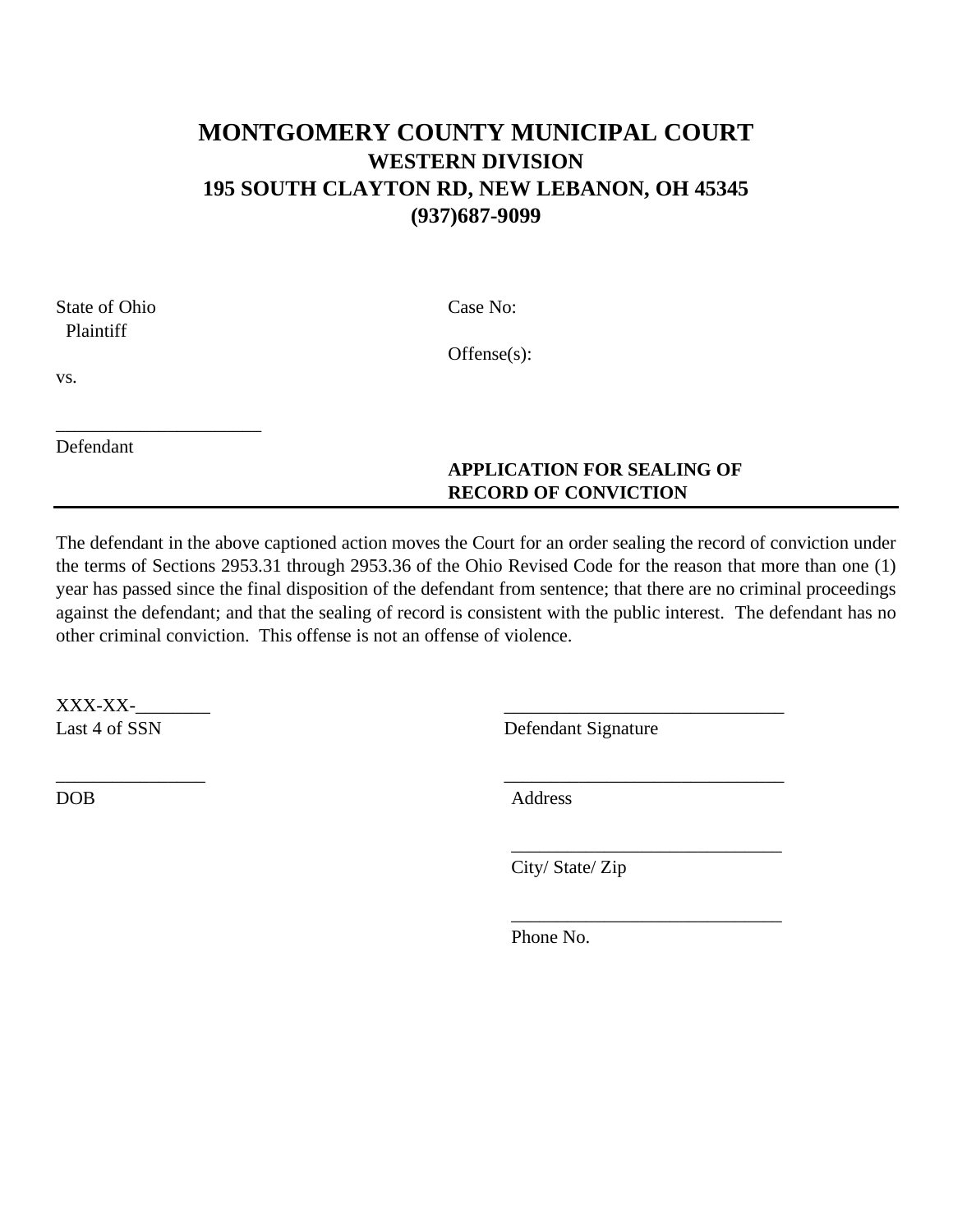# MONTGOMERY COUNTY MUNICIPAL COURT
## WESTERN DIVISION
## 195 SOUTH CLAYTON RD, NEW LEBANON, OH 45345
## (937)687-9099

State of Ohio
Plaintiff

vs.

______________________
Defendant

Case No:

Offense(s):

**APPLICATION FOR SEALING OF RECORD OF CONVICTION**

---

The defendant in the above captioned action moves the Court for an order sealing the record of conviction under the terms of Sections 2953.31 through 2953.36 of the Ohio Revised Code for the reason that more than one (1) year has passed since the final disposition of the defendant from sentence; that there are no criminal proceedings against the defendant; and that the sealing of record is consistent with the public interest. The defendant has no other criminal conviction. This offense is not an offense of violence.

XXX-XX-________
Last 4 of SSN

________________
DOB

______________________________
Defendant Signature

______________________________
Address

______________________________
City/ State/ Zip

______________________________
Phone No.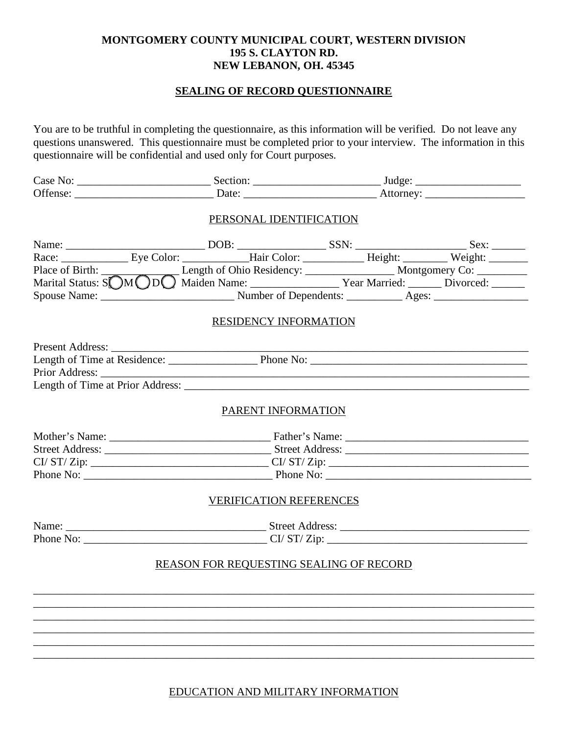**MONTGOMERY COUNTY MUNICIPAL COURT, WESTERN DIVISION**
**195 S. CLAYTON RD.**
**NEW LEBANON, OH. 45345**

**SEALING OF RECORD QUESTIONNAIRE**

You are to be truthful in completing the questionnaire, as this information will be verified. Do not leave any questions unanswered. This questionnaire must be completed prior to your interview. The information in this questionnaire will be confidential and used only for Court purposes.

Case No: ________________________ Section: ______________________ Judge: ___________________
Offense: _________________________ Date: ________________________ Attorney: __________________

PERSONAL IDENTIFICATION

Name: _________________________ DOB: ________________ SSN: ____________________ Sex: ______
Race: ____________ Eye Color: ___________Hair Color: ___________ Height: ________ Weight: _______
Place of Birth: ______________ Length of Ohio Residency: ________________ Montgomery Co: _________
Marital Status: S◯ M◯ D◯ Maiden Name: ________________ Year Married: ______ Divorced: ______
Spouse Name: ________________________ Number of Dependents: __________ Ages: _________________

RESIDENCY INFORMATION

Present Address: ________________________________________________________________________
Length of Time at Residence: ________________ Phone No: ________________________________________
Prior Address: ___________________________________________________________________________
Length of Time at Prior Address: __________________________________________________________

PARENT INFORMATION

Mother's Name: _____________________________ Father's Name: _________________________________
Street Address: ______________________________ Street Address: ________________________________
CI/ ST/ Zip: ________________________________ CI/ ST/ Zip: ___________________________________
Phone No: __________________________________ Phone No: _____________________________________

VERIFICATION REFERENCES

Name: ____________________________________ Street Address: ___________________________________
Phone No: _________________________________ CI/ ST/ Zip: ______________________________________

REASON FOR REQUESTING SEALING OF RECORD

_____________________________________________________________________________________________
_____________________________________________________________________________________________
_____________________________________________________________________________________________
_____________________________________________________________________________________________
_____________________________________________________________________________________________
_____________________________________________________________________________________________

EDUCATION AND MILITARY INFORMATION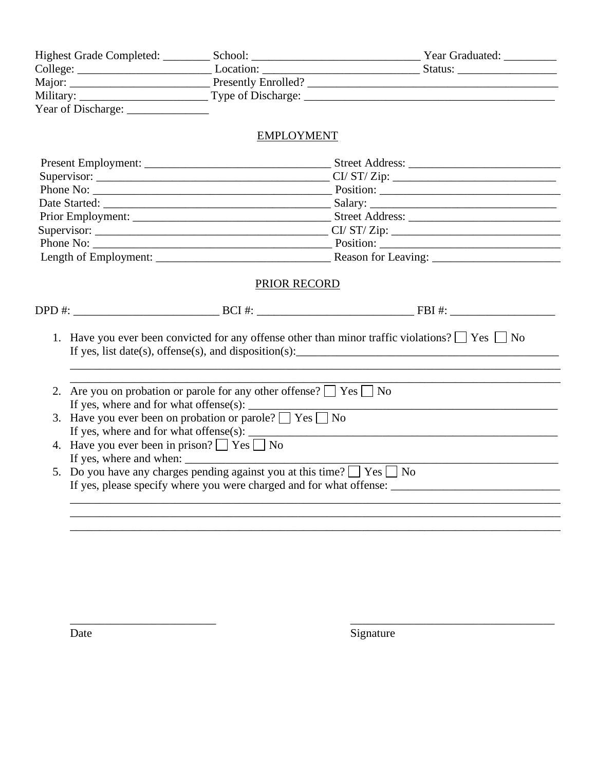Highest Grade Completed: ________ School: _____________________________ Year Graduated: _________
College: _______________________ Location: ___________________________ Status: _________________
Major: ________________________ Presently Enrolled? ____________________________________________
Military: ______________________ Type of Discharge: ____________________________________________
Year of Discharge: ______________

## EMPLOYMENT

Present Employment: ________________________________ Street Address: __________________________
Supervisor: ________________________________________ CI/ ST/ Zip: _____________________________
Phone No: _________________________________________ Position: _______________________________
Date Started: _______________________________________ Salary: ________________________________
Prior Employment: ___________________________________ Street Address: __________________________
Supervisor: _________________________________________ CI/ ST/ Zip: _____________________________
Phone No: __________________________________________ Position: _______________________________
Length of Employment: ______________________________ Reason for Leaving: ______________________

## PRIOR RECORD

DPD #: _________________________ BCI #: ___________________________ FBI #: __________________

1. Have you ever been convicted for any offense other than minor traffic violations? ☐ Yes ☐ No
   If yes, list date(s), offense(s), and disposition(s):_______________________________________________
   ______________________________________________________________________________________
   ______________________________________________________________________________________
2. Are you on probation or parole for any other offense? ☐ Yes ☐ No
   If yes, where and for what offense(s): _______________________________________________________
3. Have you ever been on probation or parole? ☐ Yes ☐ No
   If yes, where and for what offense(s): _______________________________________________________
4. Have you ever been in prison? ☐ Yes ☐ No
   If yes, where and when: _________________________________________________________________
5. Do you have any charges pending against you at this time? ☐ Yes ☐ No
   If yes, please specify where you were charged and for what offense: ______________________________
   ______________________________________________________________________________________
   ______________________________________________________________________________________
   ______________________________________________________________________________________

_________________________ ___________________________________
Date Signature